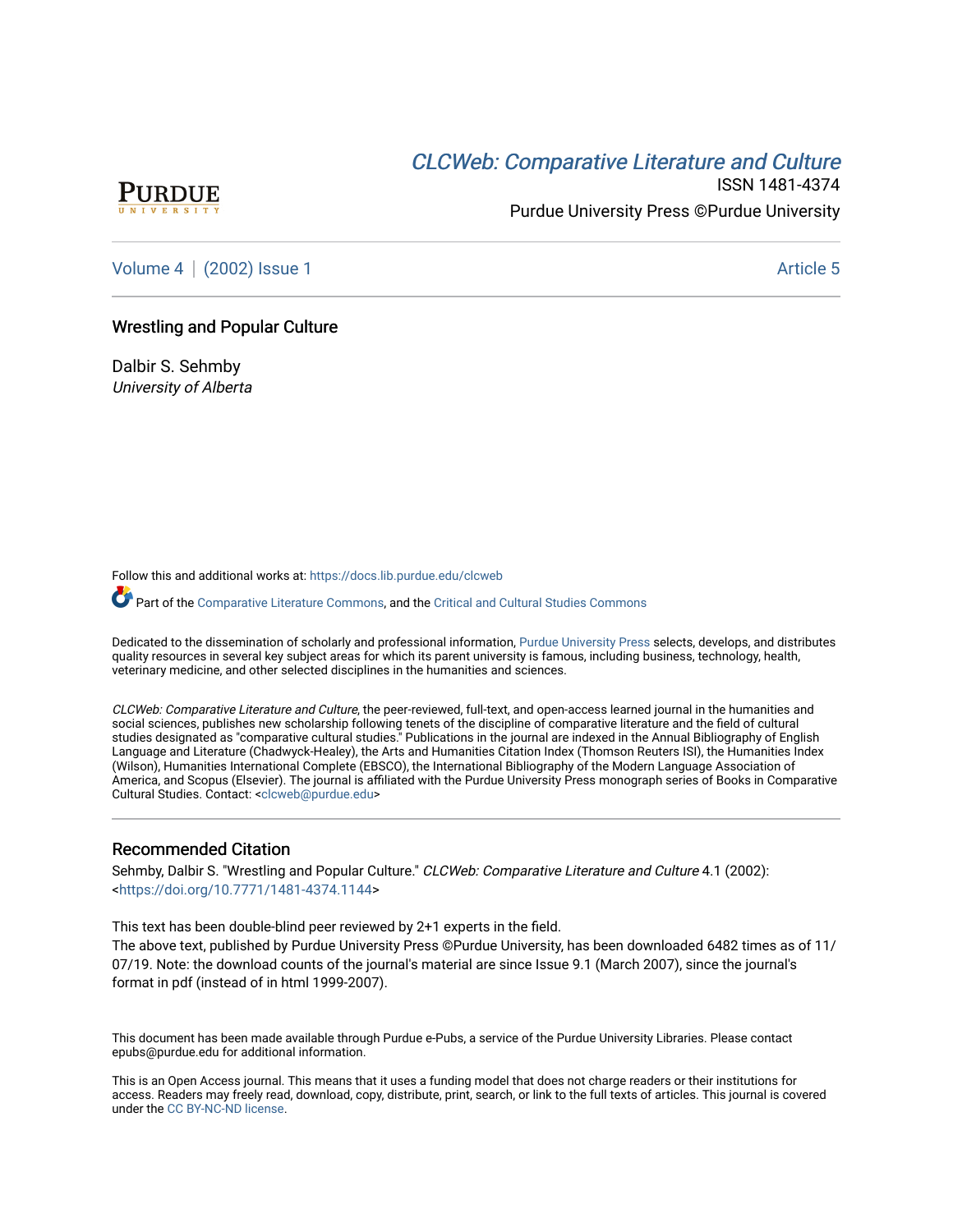CLCWeb: Comparative Literature and Culture

ISSN 1481-4374

Purdue University Press ©Purdue University

Volume 4 | (2002) Issue 1 Article 5

# Wrestling and Popular Culture

Dalbir S. Sehmby
*University of Alberta*

Follow this and additional works at: https://docs.lib.purdue.edu/clcweb

Part of the Comparative Literature Commons, and the Critical and Cultural Studies Commons

Dedicated to the dissemination of scholarly and professional information, Purdue University Press selects, develops, and distributes quality resources in several key subject areas for which its parent university is famous, including business, technology, health, veterinary medicine, and other selected disciplines in the humanities and sciences.

*CLCWeb: Comparative Literature and Culture*, the peer-reviewed, full-text, and open-access learned journal in the humanities and social sciences, publishes new scholarship following tenets of the discipline of comparative literature and the field of cultural studies designated as "comparative cultural studies." Publications in the journal are indexed in the Annual Bibliography of English Language and Literature (Chadwyck-Healey), the Arts and Humanities Citation Index (Thomson Reuters ISI), the Humanities Index (Wilson), Humanities International Complete (EBSCO), the International Bibliography of the Modern Language Association of America, and Scopus (Elsevier). The journal is affiliated with the Purdue University Press monograph series of Books in Comparative Cultural Studies. Contact: <clcweb@purdue.edu>

## Recommended Citation

Sehmby, Dalbir S. "Wrestling and Popular Culture." *CLCWeb: Comparative Literature and Culture* 4.1 (2002): <https://doi.org/10.7771/1481-4374.1144>

This text has been double-blind peer reviewed by 2+1 experts in the field.
The above text, published by Purdue University Press ©Purdue University, has been downloaded 6482 times as of 11/07/19. Note: the download counts of the journal's material are since Issue 9.1 (March 2007), since the journal's format in pdf (instead of in html 1999-2007).

This document has been made available through Purdue e-Pubs, a service of the Purdue University Libraries. Please contact epubs@purdue.edu for additional information.

This is an Open Access journal. This means that it uses a funding model that does not charge readers or their institutions for access. Readers may freely read, download, copy, distribute, print, search, or link to the full texts of articles. This journal is covered under the CC BY-NC-ND license.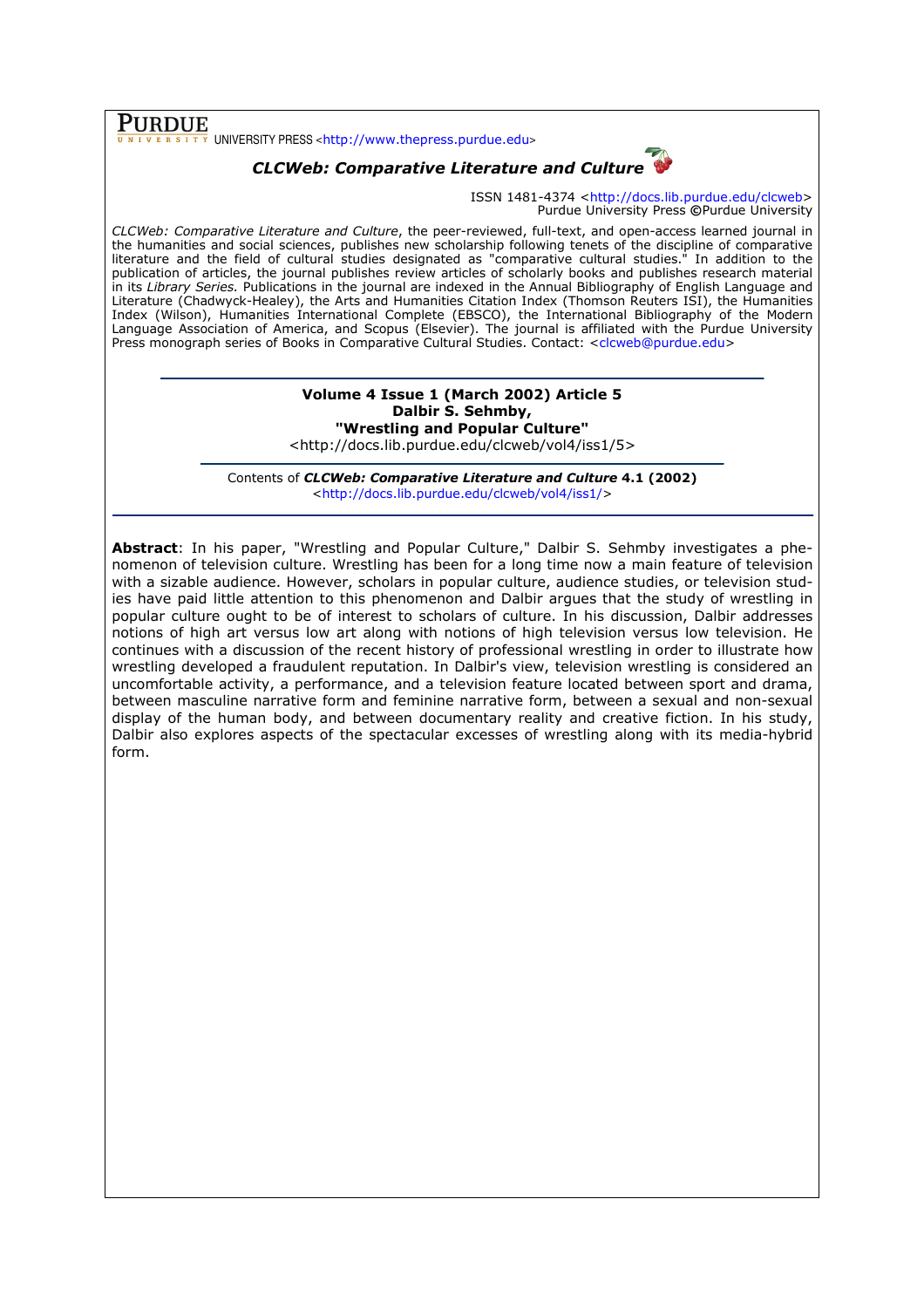**PURDUE** UNIVERSITY PRESS <http://www.thepress.purdue.edu>

***CLCWeb: Comparative Literature and Culture***

ISSN 1481-4374 <http://docs.lib.purdue.edu/clcweb>
Purdue University Press ©Purdue University

*CLCWeb: Comparative Literature and Culture*, the peer-reviewed, full-text, and open-access learned journal in the humanities and social sciences, publishes new scholarship following tenets of the discipline of comparative literature and the field of cultural studies designated as "comparative cultural studies." In addition to the publication of articles, the journal publishes review articles of scholarly books and publishes research material in its *Library Series.* Publications in the journal are indexed in the Annual Bibliography of English Language and Literature (Chadwyck-Healey), the Arts and Humanities Citation Index (Thomson Reuters ISI), the Humanities Index (Wilson), Humanities International Complete (EBSCO), the International Bibliography of the Modern Language Association of America, and Scopus (Elsevier). The journal is affiliated with the Purdue University Press monograph series of Books in Comparative Cultural Studies. Contact: <clcweb@purdue.edu>

---

**Volume 4 Issue 1 (March 2002) Article 5**
**Dalbir S. Sehmby,**
**"Wrestling and Popular Culture"**
<http://docs.lib.purdue.edu/clcweb/vol4/iss1/5>

---

Contents of ***CLCWeb: Comparative Literature and Culture* 4.1 (2002)**
<http://docs.lib.purdue.edu/clcweb/vol4/iss1/>

---

**Abstract**: In his paper, "Wrestling and Popular Culture," Dalbir S. Sehmby investigates a phenomenon of television culture. Wrestling has been for a long time now a main feature of television with a sizable audience. However, scholars in popular culture, audience studies, or television studies have paid little attention to this phenomenon and Dalbir argues that the study of wrestling in popular culture ought to be of interest to scholars of culture. In his discussion, Dalbir addresses notions of high art versus low art along with notions of high television versus low television. He continues with a discussion of the recent history of professional wrestling in order to illustrate how wrestling developed a fraudulent reputation. In Dalbir's view, television wrestling is considered an uncomfortable activity, a performance, and a television feature located between sport and drama, between masculine narrative form and feminine narrative form, between a sexual and non-sexual display of the human body, and between documentary reality and creative fiction. In his study, Dalbir also explores aspects of the spectacular excesses of wrestling along with its media-hybrid form.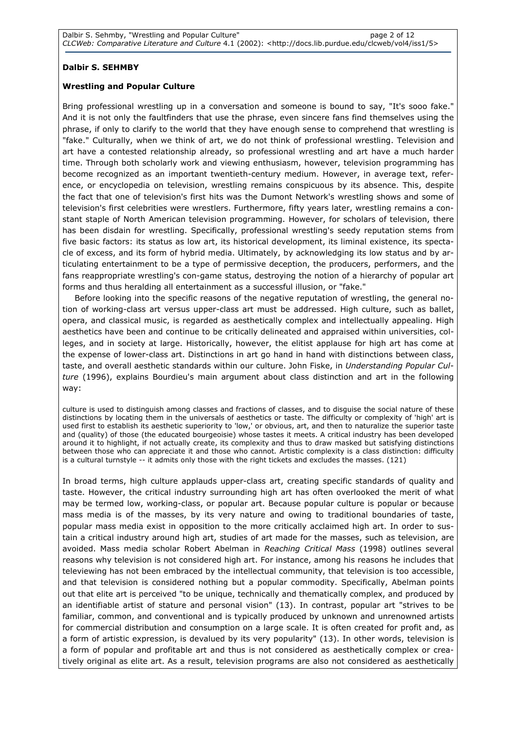**Dalbir S. SEHMBY**

**Wrestling and Popular Culture**

Bring professional wrestling up in a conversation and someone is bound to say, "It's sooo fake." And it is not only the faultfinders that use the phrase, even sincere fans find themselves using the phrase, if only to clarify to the world that they have enough sense to comprehend that wrestling is "fake." Culturally, when we think of art, we do not think of professional wrestling. Television and art have a contested relationship already, so professional wrestling and art have a much harder time. Through both scholarly work and viewing enthusiasm, however, television programming has become recognized as an important twentieth-century medium. However, in average text, reference, or encyclopedia on television, wrestling remains conspicuous by its absence. This, despite the fact that one of television's first hits was the Dumont Network's wrestling shows and some of television's first celebrities were wrestlers. Furthermore, fifty years later, wrestling remains a constant staple of North American television programming. However, for scholars of television, there has been disdain for wrestling. Specifically, professional wrestling's seedy reputation stems from five basic factors: its status as low art, its historical development, its liminal existence, its spectacle of excess, and its form of hybrid media. Ultimately, by acknowledging its low status and by articulating entertainment to be a type of permissive deception, the producers, performers, and the fans reappropriate wrestling's con-game status, destroying the notion of a hierarchy of popular art forms and thus heralding all entertainment as a successful illusion, or "fake."

Before looking into the specific reasons of the negative reputation of wrestling, the general notion of working-class art versus upper-class art must be addressed. High culture, such as ballet, opera, and classical music, is regarded as aesthetically complex and intellectually appealing. High aesthetics have been and continue to be critically delineated and appraised within universities, colleges, and in society at large. Historically, however, the elitist applause for high art has come at the expense of lower-class art. Distinctions in art go hand in hand with distinctions between class, taste, and overall aesthetic standards within our culture. John Fiske, in *Understanding Popular Culture* (1996), explains Bourdieu's main argument about class distinction and art in the following way:

> culture is used to distinguish among classes and fractions of classes, and to disguise the social nature of these distinctions by locating them in the universals of aesthetics or taste. The difficulty or complexity of 'high' art is used first to establish its aesthetic superiority to 'low,' or obvious, art, and then to naturalize the superior taste and (quality) of those (the educated bourgeoisie) whose tastes it meets. A critical industry has been developed around it to highlight, if not actually create, its complexity and thus to draw masked but satisfying distinctions between those who can appreciate it and those who cannot. Artistic complexity is a class distinction: difficulty is a cultural turnstyle -- it admits only those with the right tickets and excludes the masses. (121)

In broad terms, high culture applauds upper-class art, creating specific standards of quality and taste. However, the critical industry surrounding high art has often overlooked the merit of what may be termed low, working-class, or popular art. Because popular culture is popular or because mass media is of the masses, by its very nature and owing to traditional boundaries of taste, popular mass media exist in opposition to the more critically acclaimed high art. In order to sustain a critical industry around high art, studies of art made for the masses, such as television, are avoided. Mass media scholar Robert Abelman in *Reaching Critical Mass* (1998) outlines several reasons why television is not considered high art. For instance, among his reasons he includes that televiewing has not been embraced by the intellectual community, that television is too accessible, and that television is considered nothing but a popular commodity. Specifically, Abelman points out that elite art is perceived "to be unique, technically and thematically complex, and produced by an identifiable artist of stature and personal vision" (13). In contrast, popular art "strives to be familiar, common, and conventional and is typically produced by unknown and unrenowned artists for commercial distribution and consumption on a large scale. It is often created for profit and, as a form of artistic expression, is devalued by its very popularity" (13). In other words, television is a form of popular and profitable art and thus is not considered as aesthetically complex or creatively original as elite art. As a result, television programs are also not considered as aesthetically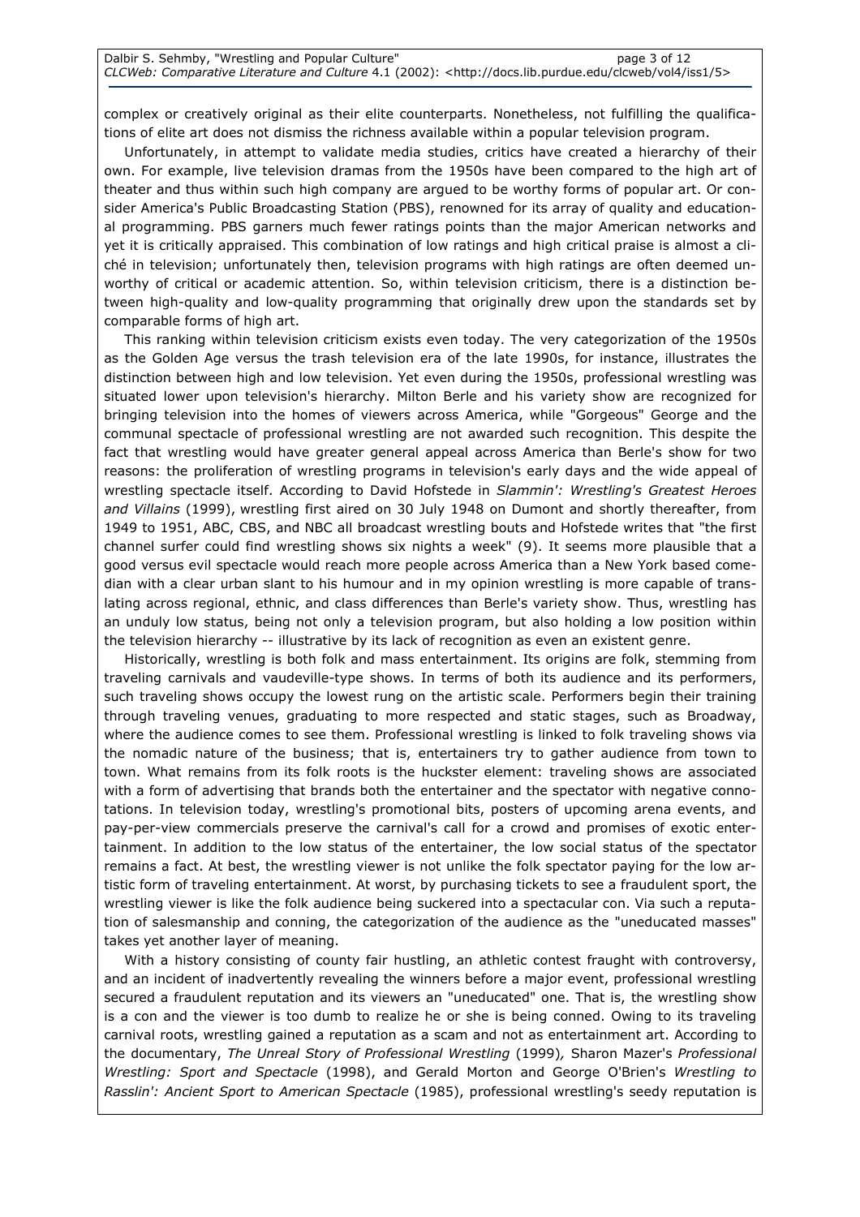complex or creatively original as their elite counterparts. Nonetheless, not fulfilling the qualifications of elite art does not dismiss the richness available within a popular television program.

Unfortunately, in attempt to validate media studies, critics have created a hierarchy of their own. For example, live television dramas from the 1950s have been compared to the high art of theater and thus within such high company are argued to be worthy forms of popular art. Or consider America's Public Broadcasting Station (PBS), renowned for its array of quality and educational programming. PBS garners much fewer ratings points than the major American networks and yet it is critically appraised. This combination of low ratings and high critical praise is almost a cliché in television; unfortunately then, television programs with high ratings are often deemed unworthy of critical or academic attention. So, within television criticism, there is a distinction between high-quality and low-quality programming that originally drew upon the standards set by comparable forms of high art.

This ranking within television criticism exists even today. The very categorization of the 1950s as the Golden Age versus the trash television era of the late 1990s, for instance, illustrates the distinction between high and low television. Yet even during the 1950s, professional wrestling was situated lower upon television's hierarchy. Milton Berle and his variety show are recognized for bringing television into the homes of viewers across America, while "Gorgeous" George and the communal spectacle of professional wrestling are not awarded such recognition. This despite the fact that wrestling would have greater general appeal across America than Berle's show for two reasons: the proliferation of wrestling programs in television's early days and the wide appeal of wrestling spectacle itself. According to David Hofstede in *Slammin': Wrestling's Greatest Heroes and Villains* (1999), wrestling first aired on 30 July 1948 on Dumont and shortly thereafter, from 1949 to 1951, ABC, CBS, and NBC all broadcast wrestling bouts and Hofstede writes that "the first channel surfer could find wrestling shows six nights a week" (9). It seems more plausible that a good versus evil spectacle would reach more people across America than a New York based comedian with a clear urban slant to his humour and in my opinion wrestling is more capable of translating across regional, ethnic, and class differences than Berle's variety show. Thus, wrestling has an unduly low status, being not only a television program, but also holding a low position within the television hierarchy -- illustrative by its lack of recognition as even an existent genre.

Historically, wrestling is both folk and mass entertainment. Its origins are folk, stemming from traveling carnivals and vaudeville-type shows. In terms of both its audience and its performers, such traveling shows occupy the lowest rung on the artistic scale. Performers begin their training through traveling venues, graduating to more respected and static stages, such as Broadway, where the audience comes to see them. Professional wrestling is linked to folk traveling shows via the nomadic nature of the business; that is, entertainers try to gather audience from town to town. What remains from its folk roots is the huckster element: traveling shows are associated with a form of advertising that brands both the entertainer and the spectator with negative connotations. In television today, wrestling's promotional bits, posters of upcoming arena events, and pay-per-view commercials preserve the carnival's call for a crowd and promises of exotic entertainment. In addition to the low status of the entertainer, the low social status of the spectator remains a fact. At best, the wrestling viewer is not unlike the folk spectator paying for the low artistic form of traveling entertainment. At worst, by purchasing tickets to see a fraudulent sport, the wrestling viewer is like the folk audience being suckered into a spectacular con. Via such a reputation of salesmanship and conning, the categorization of the audience as the "uneducated masses" takes yet another layer of meaning.

With a history consisting of county fair hustling, an athletic contest fraught with controversy, and an incident of inadvertently revealing the winners before a major event, professional wrestling secured a fraudulent reputation and its viewers an "uneducated" one. That is, the wrestling show is a con and the viewer is too dumb to realize he or she is being conned. Owing to its traveling carnival roots, wrestling gained a reputation as a scam and not as entertainment art. According to the documentary, *The Unreal Story of Professional Wrestling* (1999), Sharon Mazer's *Professional Wrestling: Sport and Spectacle* (1998), and Gerald Morton and George O'Brien's *Wrestling to Rasslin': Ancient Sport to American Spectacle* (1985), professional wrestling's seedy reputation is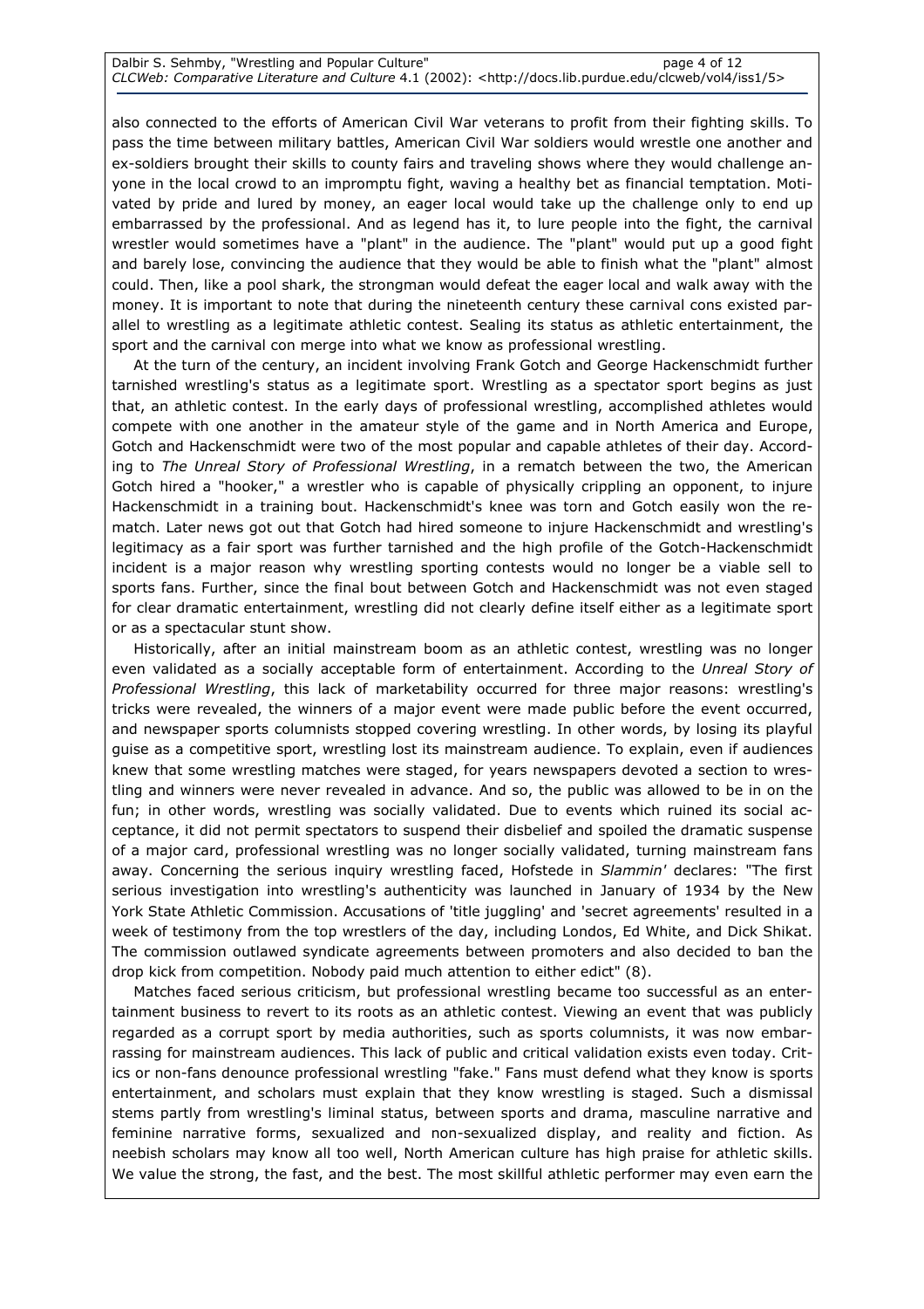also connected to the efforts of American Civil War veterans to profit from their fighting skills. To pass the time between military battles, American Civil War soldiers would wrestle one another and ex-soldiers brought their skills to county fairs and traveling shows where they would challenge anyone in the local crowd to an impromptu fight, waving a healthy bet as financial temptation. Motivated by pride and lured by money, an eager local would take up the challenge only to end up embarrassed by the professional. And as legend has it, to lure people into the fight, the carnival wrestler would sometimes have a "plant" in the audience. The "plant" would put up a good fight and barely lose, convincing the audience that they would be able to finish what the "plant" almost could. Then, like a pool shark, the strongman would defeat the eager local and walk away with the money. It is important to note that during the nineteenth century these carnival cons existed parallel to wrestling as a legitimate athletic contest. Sealing its status as athletic entertainment, the sport and the carnival con merge into what we know as professional wrestling.

At the turn of the century, an incident involving Frank Gotch and George Hackenschmidt further tarnished wrestling's status as a legitimate sport. Wrestling as a spectator sport begins as just that, an athletic contest. In the early days of professional wrestling, accomplished athletes would compete with one another in the amateur style of the game and in North America and Europe, Gotch and Hackenschmidt were two of the most popular and capable athletes of their day. According to *The Unreal Story of Professional Wrestling*, in a rematch between the two, the American Gotch hired a "hooker," a wrestler who is capable of physically crippling an opponent, to injure Hackenschmidt in a training bout. Hackenschmidt's knee was torn and Gotch easily won the rematch. Later news got out that Gotch had hired someone to injure Hackenschmidt and wrestling's legitimacy as a fair sport was further tarnished and the high profile of the Gotch-Hackenschmidt incident is a major reason why wrestling sporting contests would no longer be a viable sell to sports fans. Further, since the final bout between Gotch and Hackenschmidt was not even staged for clear dramatic entertainment, wrestling did not clearly define itself either as a legitimate sport or as a spectacular stunt show.

Historically, after an initial mainstream boom as an athletic contest, wrestling was no longer even validated as a socially acceptable form of entertainment. According to the *Unreal Story of Professional Wrestling*, this lack of marketability occurred for three major reasons: wrestling's tricks were revealed, the winners of a major event were made public before the event occurred, and newspaper sports columnists stopped covering wrestling. In other words, by losing its playful guise as a competitive sport, wrestling lost its mainstream audience. To explain, even if audiences knew that some wrestling matches were staged, for years newspapers devoted a section to wrestling and winners were never revealed in advance. And so, the public was allowed to be in on the fun; in other words, wrestling was socially validated. Due to events which ruined its social acceptance, it did not permit spectators to suspend their disbelief and spoiled the dramatic suspense of a major card, professional wrestling was no longer socially validated, turning mainstream fans away. Concerning the serious inquiry wrestling faced, Hofstede in *Slammin'* declares: "The first serious investigation into wrestling's authenticity was launched in January of 1934 by the New York State Athletic Commission. Accusations of 'title juggling' and 'secret agreements' resulted in a week of testimony from the top wrestlers of the day, including Londos, Ed White, and Dick Shikat. The commission outlawed syndicate agreements between promoters and also decided to ban the drop kick from competition. Nobody paid much attention to either edict" (8).

Matches faced serious criticism, but professional wrestling became too successful as an entertainment business to revert to its roots as an athletic contest. Viewing an event that was publicly regarded as a corrupt sport by media authorities, such as sports columnists, it was now embarrassing for mainstream audiences. This lack of public and critical validation exists even today. Critics or non-fans denounce professional wrestling "fake." Fans must defend what they know is sports entertainment, and scholars must explain that they know wrestling is staged. Such a dismissal stems partly from wrestling's liminal status, between sports and drama, masculine narrative and feminine narrative forms, sexualized and non-sexualized display, and reality and fiction. As neebish scholars may know all too well, North American culture has high praise for athletic skills. We value the strong, the fast, and the best. The most skillful athletic performer may even earn the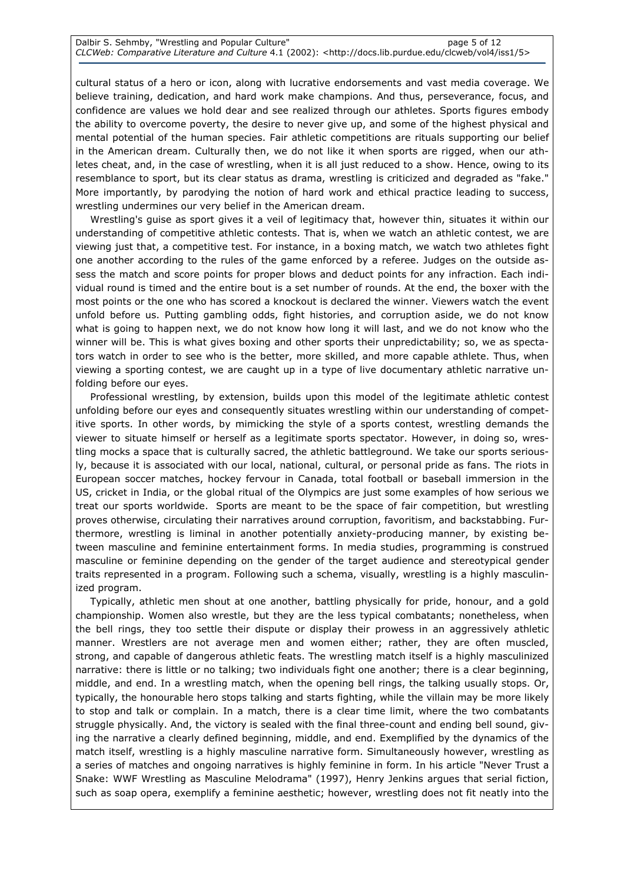cultural status of a hero or icon, along with lucrative endorsements and vast media coverage. We believe training, dedication, and hard work make champions. And thus, perseverance, focus, and confidence are values we hold dear and see realized through our athletes. Sports figures embody the ability to overcome poverty, the desire to never give up, and some of the highest physical and mental potential of the human species. Fair athletic competitions are rituals supporting our belief in the American dream. Culturally then, we do not like it when sports are rigged, when our athletes cheat, and, in the case of wrestling, when it is all just reduced to a show. Hence, owing to its resemblance to sport, but its clear status as drama, wrestling is criticized and degraded as "fake." More importantly, by parodying the notion of hard work and ethical practice leading to success, wrestling undermines our very belief in the American dream.

Wrestling's guise as sport gives it a veil of legitimacy that, however thin, situates it within our understanding of competitive athletic contests. That is, when we watch an athletic contest, we are viewing just that, a competitive test. For instance, in a boxing match, we watch two athletes fight one another according to the rules of the game enforced by a referee. Judges on the outside assess the match and score points for proper blows and deduct points for any infraction. Each individual round is timed and the entire bout is a set number of rounds. At the end, the boxer with the most points or the one who has scored a knockout is declared the winner. Viewers watch the event unfold before us. Putting gambling odds, fight histories, and corruption aside, we do not know what is going to happen next, we do not know how long it will last, and we do not know who the winner will be. This is what gives boxing and other sports their unpredictability; so, we as spectators watch in order to see who is the better, more skilled, and more capable athlete. Thus, when viewing a sporting contest, we are caught up in a type of live documentary athletic narrative unfolding before our eyes.

Professional wrestling, by extension, builds upon this model of the legitimate athletic contest unfolding before our eyes and consequently situates wrestling within our understanding of competitive sports. In other words, by mimicking the style of a sports contest, wrestling demands the viewer to situate himself or herself as a legitimate sports spectator. However, in doing so, wrestling mocks a space that is culturally sacred, the athletic battleground. We take our sports seriously, because it is associated with our local, national, cultural, or personal pride as fans. The riots in European soccer matches, hockey fervour in Canada, total football or baseball immersion in the US, cricket in India, or the global ritual of the Olympics are just some examples of how serious we treat our sports worldwide. Sports are meant to be the space of fair competition, but wrestling proves otherwise, circulating their narratives around corruption, favoritism, and backstabbing. Furthermore, wrestling is liminal in another potentially anxiety-producing manner, by existing between masculine and feminine entertainment forms. In media studies, programming is construed masculine or feminine depending on the gender of the target audience and stereotypical gender traits represented in a program. Following such a schema, visually, wrestling is a highly masculinized program.

Typically, athletic men shout at one another, battling physically for pride, honour, and a gold championship. Women also wrestle, but they are the less typical combatants; nonetheless, when the bell rings, they too settle their dispute or display their prowess in an aggressively athletic manner. Wrestlers are not average men and women either; rather, they are often muscled, strong, and capable of dangerous athletic feats. The wrestling match itself is a highly masculinized narrative: there is little or no talking; two individuals fight one another; there is a clear beginning, middle, and end. In a wrestling match, when the opening bell rings, the talking usually stops. Or, typically, the honourable hero stops talking and starts fighting, while the villain may be more likely to stop and talk or complain. In a match, there is a clear time limit, where the two combatants struggle physically. And, the victory is sealed with the final three-count and ending bell sound, giving the narrative a clearly defined beginning, middle, and end. Exemplified by the dynamics of the match itself, wrestling is a highly masculine narrative form. Simultaneously however, wrestling as a series of matches and ongoing narratives is highly feminine in form. In his article "Never Trust a Snake: WWF Wrestling as Masculine Melodrama" (1997), Henry Jenkins argues that serial fiction, such as soap opera, exemplify a feminine aesthetic; however, wrestling does not fit neatly into the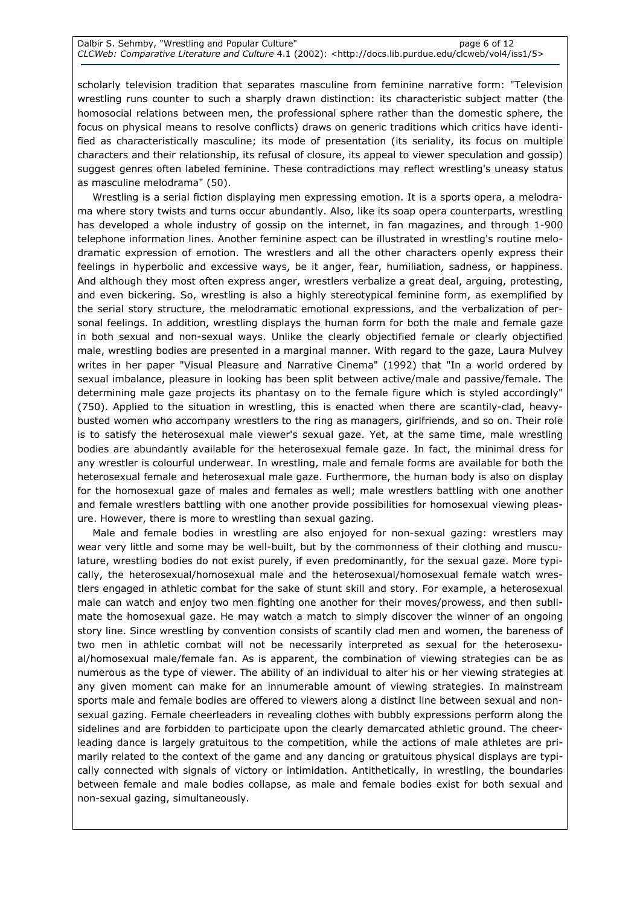scholarly television tradition that separates masculine from feminine narrative form: "Television wrestling runs counter to such a sharply drawn distinction: its characteristic subject matter (the homosocial relations between men, the professional sphere rather than the domestic sphere, the focus on physical means to resolve conflicts) draws on generic traditions which critics have identified as characteristically masculine; its mode of presentation (its seriality, its focus on multiple characters and their relationship, its refusal of closure, its appeal to viewer speculation and gossip) suggest genres often labeled feminine. These contradictions may reflect wrestling's uneasy status as masculine melodrama" (50).

Wrestling is a serial fiction displaying men expressing emotion. It is a sports opera, a melodrama where story twists and turns occur abundantly. Also, like its soap opera counterparts, wrestling has developed a whole industry of gossip on the internet, in fan magazines, and through 1-900 telephone information lines. Another feminine aspect can be illustrated in wrestling's routine melodramatic expression of emotion. The wrestlers and all the other characters openly express their feelings in hyperbolic and excessive ways, be it anger, fear, humiliation, sadness, or happiness. And although they most often express anger, wrestlers verbalize a great deal, arguing, protesting, and even bickering. So, wrestling is also a highly stereotypical feminine form, as exemplified by the serial story structure, the melodramatic emotional expressions, and the verbalization of personal feelings. In addition, wrestling displays the human form for both the male and female gaze in both sexual and non-sexual ways. Unlike the clearly objectified female or clearly objectified male, wrestling bodies are presented in a marginal manner. With regard to the gaze, Laura Mulvey writes in her paper "Visual Pleasure and Narrative Cinema" (1992) that "In a world ordered by sexual imbalance, pleasure in looking has been split between active/male and passive/female. The determining male gaze projects its phantasy on to the female figure which is styled accordingly" (750). Applied to the situation in wrestling, this is enacted when there are scantily-clad, heavy-busted women who accompany wrestlers to the ring as managers, girlfriends, and so on. Their role is to satisfy the heterosexual male viewer's sexual gaze. Yet, at the same time, male wrestling bodies are abundantly available for the heterosexual female gaze. In fact, the minimal dress for any wrestler is colourful underwear. In wrestling, male and female forms are available for both the heterosexual female and heterosexual male gaze. Furthermore, the human body is also on display for the homosexual gaze of males and females as well; male wrestlers battling with one another and female wrestlers battling with one another provide possibilities for homosexual viewing pleasure. However, there is more to wrestling than sexual gazing.

Male and female bodies in wrestling are also enjoyed for non-sexual gazing: wrestlers may wear very little and some may be well-built, but by the commonness of their clothing and musculature, wrestling bodies do not exist purely, if even predominantly, for the sexual gaze. More typically, the heterosexual/homosexual male and the heterosexual/homosexual female watch wrestlers engaged in athletic combat for the sake of stunt skill and story. For example, a heterosexual male can watch and enjoy two men fighting one another for their moves/prowess, and then sublimate the homosexual gaze. He may watch a match to simply discover the winner of an ongoing story line. Since wrestling by convention consists of scantily clad men and women, the bareness of two men in athletic combat will not be necessarily interpreted as sexual for the heterosexual/homosexual male/female fan. As is apparent, the combination of viewing strategies can be as numerous as the type of viewer. The ability of an individual to alter his or her viewing strategies at any given moment can make for an innumerable amount of viewing strategies. In mainstream sports male and female bodies are offered to viewers along a distinct line between sexual and non-sexual gazing. Female cheerleaders in revealing clothes with bubbly expressions perform along the sidelines and are forbidden to participate upon the clearly demarcated athletic ground. The cheerleading dance is largely gratuitous to the competition, while the actions of male athletes are primarily related to the context of the game and any dancing or gratuitous physical displays are typically connected with signals of victory or intimidation. Antithetically, in wrestling, the boundaries between female and male bodies collapse, as male and female bodies exist for both sexual and non-sexual gazing, simultaneously.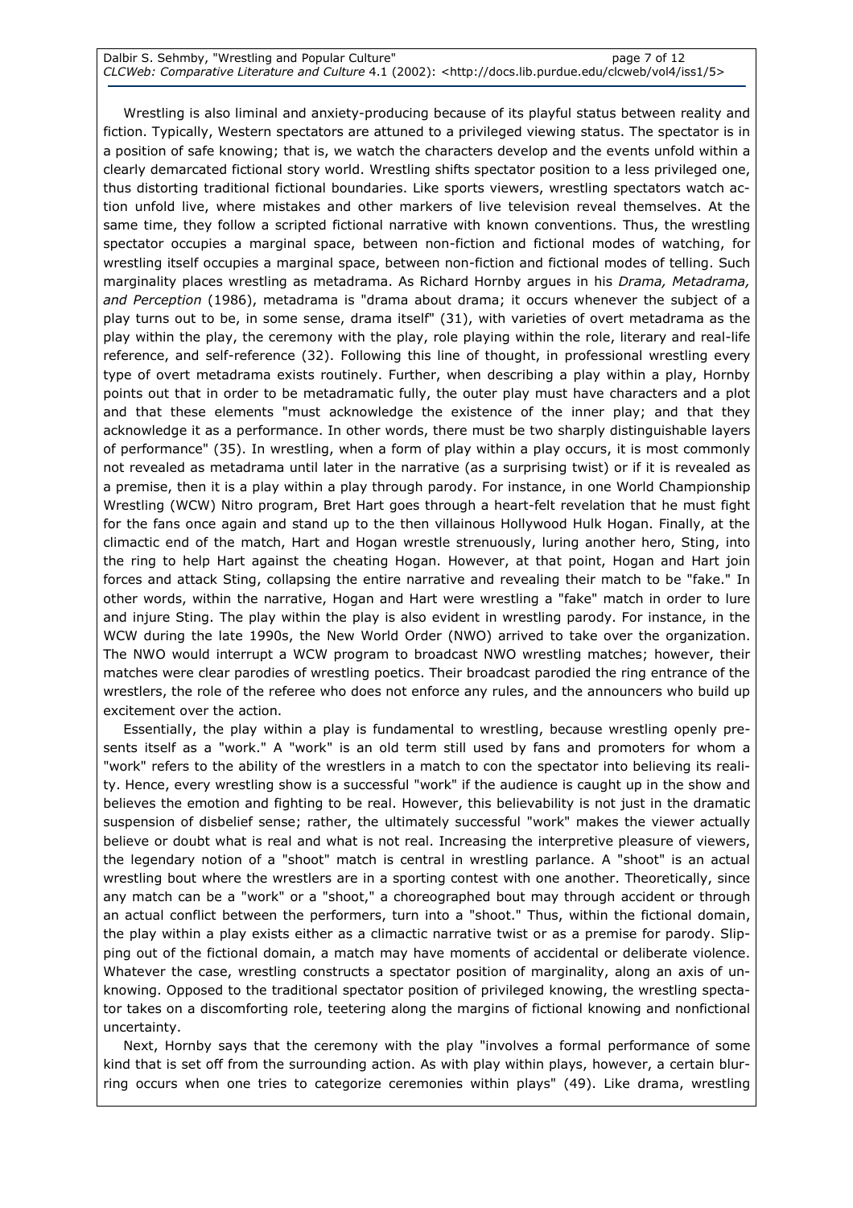Wrestling is also liminal and anxiety-producing because of its playful status between reality and fiction. Typically, Western spectators are attuned to a privileged viewing status. The spectator is in a position of safe knowing; that is, we watch the characters develop and the events unfold within a clearly demarcated fictional story world. Wrestling shifts spectator position to a less privileged one, thus distorting traditional fictional boundaries. Like sports viewers, wrestling spectators watch action unfold live, where mistakes and other markers of live television reveal themselves. At the same time, they follow a scripted fictional narrative with known conventions. Thus, the wrestling spectator occupies a marginal space, between non-fiction and fictional modes of watching, for wrestling itself occupies a marginal space, between non-fiction and fictional modes of telling. Such marginality places wrestling as metadrama. As Richard Hornby argues in his *Drama, Metadrama, and Perception* (1986), metadrama is "drama about drama; it occurs whenever the subject of a play turns out to be, in some sense, drama itself" (31), with varieties of overt metadrama as the play within the play, the ceremony with the play, role playing within the role, literary and real-life reference, and self-reference (32). Following this line of thought, in professional wrestling every type of overt metadrama exists routinely. Further, when describing a play within a play, Hornby points out that in order to be metadramatic fully, the outer play must have characters and a plot and that these elements "must acknowledge the existence of the inner play; and that they acknowledge it as a performance. In other words, there must be two sharply distinguishable layers of performance" (35). In wrestling, when a form of play within a play occurs, it is most commonly not revealed as metadrama until later in the narrative (as a surprising twist) or if it is revealed as a premise, then it is a play within a play through parody. For instance, in one World Championship Wrestling (WCW) Nitro program, Bret Hart goes through a heart-felt revelation that he must fight for the fans once again and stand up to the then villainous Hollywood Hulk Hogan. Finally, at the climactic end of the match, Hart and Hogan wrestle strenuously, luring another hero, Sting, into the ring to help Hart against the cheating Hogan. However, at that point, Hogan and Hart join forces and attack Sting, collapsing the entire narrative and revealing their match to be "fake." In other words, within the narrative, Hogan and Hart were wrestling a "fake" match in order to lure and injure Sting. The play within the play is also evident in wrestling parody. For instance, in the WCW during the late 1990s, the New World Order (NWO) arrived to take over the organization. The NWO would interrupt a WCW program to broadcast NWO wrestling matches; however, their matches were clear parodies of wrestling poetics. Their broadcast parodied the ring entrance of the wrestlers, the role of the referee who does not enforce any rules, and the announcers who build up excitement over the action.

Essentially, the play within a play is fundamental to wrestling, because wrestling openly presents itself as a "work." A "work" is an old term still used by fans and promoters for whom a "work" refers to the ability of the wrestlers in a match to con the spectator into believing its reality. Hence, every wrestling show is a successful "work" if the audience is caught up in the show and believes the emotion and fighting to be real. However, this believability is not just in the dramatic suspension of disbelief sense; rather, the ultimately successful "work" makes the viewer actually believe or doubt what is real and what is not real. Increasing the interpretive pleasure of viewers, the legendary notion of a "shoot" match is central in wrestling parlance. A "shoot" is an actual wrestling bout where the wrestlers are in a sporting contest with one another. Theoretically, since any match can be a "work" or a "shoot," a choreographed bout may through accident or through an actual conflict between the performers, turn into a "shoot." Thus, within the fictional domain, the play within a play exists either as a climactic narrative twist or as a premise for parody. Slipping out of the fictional domain, a match may have moments of accidental or deliberate violence. Whatever the case, wrestling constructs a spectator position of marginality, along an axis of unknowing. Opposed to the traditional spectator position of privileged knowing, the wrestling spectator takes on a discomforting role, teetering along the margins of fictional knowing and nonfictional uncertainty.

Next, Hornby says that the ceremony with the play "involves a formal performance of some kind that is set off from the surrounding action. As with play within plays, however, a certain blurring occurs when one tries to categorize ceremonies within plays" (49). Like drama, wrestling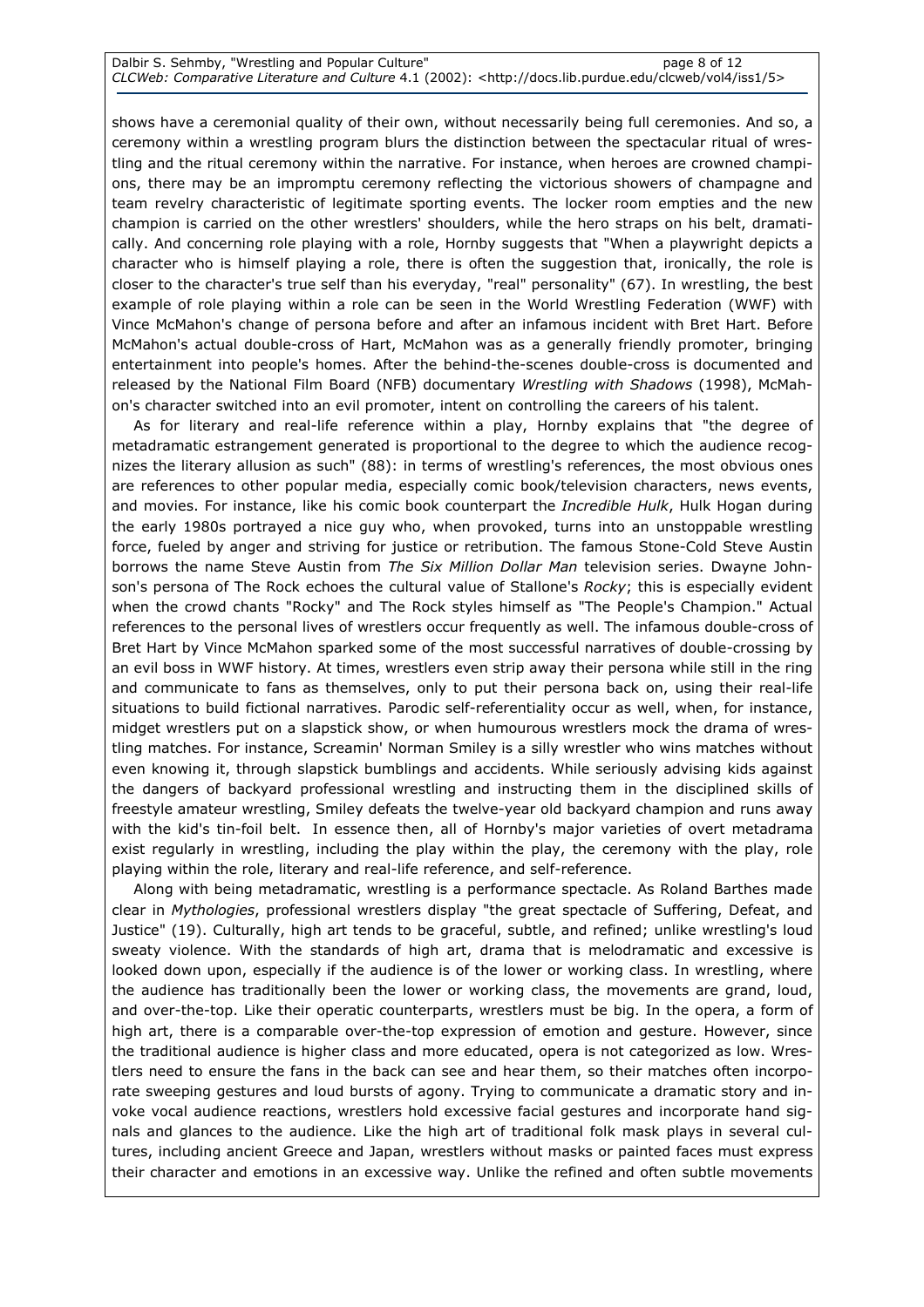shows have a ceremonial quality of their own, without necessarily being full ceremonies. And so, a ceremony within a wrestling program blurs the distinction between the spectacular ritual of wrestling and the ritual ceremony within the narrative. For instance, when heroes are crowned champions, there may be an impromptu ceremony reflecting the victorious showers of champagne and team revelry characteristic of legitimate sporting events. The locker room empties and the new champion is carried on the other wrestlers' shoulders, while the hero straps on his belt, dramatically. And concerning role playing with a role, Hornby suggests that "When a playwright depicts a character who is himself playing a role, there is often the suggestion that, ironically, the role is closer to the character's true self than his everyday, "real" personality" (67). In wrestling, the best example of role playing within a role can be seen in the World Wrestling Federation (WWF) with Vince McMahon's change of persona before and after an infamous incident with Bret Hart. Before McMahon's actual double-cross of Hart, McMahon was as a generally friendly promoter, bringing entertainment into people's homes. After the behind-the-scenes double-cross is documented and released by the National Film Board (NFB) documentary *Wrestling with Shadows* (1998), McMahon's character switched into an evil promoter, intent on controlling the careers of his talent.

As for literary and real-life reference within a play, Hornby explains that "the degree of metadramatic estrangement generated is proportional to the degree to which the audience recognizes the literary allusion as such" (88): in terms of wrestling's references, the most obvious ones are references to other popular media, especially comic book/television characters, news events, and movies. For instance, like his comic book counterpart the *Incredible Hulk*, Hulk Hogan during the early 1980s portrayed a nice guy who, when provoked, turns into an unstoppable wrestling force, fueled by anger and striving for justice or retribution. The famous Stone-Cold Steve Austin borrows the name Steve Austin from *The Six Million Dollar Man* television series. Dwayne Johnson's persona of The Rock echoes the cultural value of Stallone's *Rocky*; this is especially evident when the crowd chants "Rocky" and The Rock styles himself as "The People's Champion." Actual references to the personal lives of wrestlers occur frequently as well. The infamous double-cross of Bret Hart by Vince McMahon sparked some of the most successful narratives of double-crossing by an evil boss in WWF history. At times, wrestlers even strip away their persona while still in the ring and communicate to fans as themselves, only to put their persona back on, using their real-life situations to build fictional narratives. Parodic self-referentiality occur as well, when, for instance, midget wrestlers put on a slapstick show, or when humourous wrestlers mock the drama of wrestling matches. For instance, Screamin' Norman Smiley is a silly wrestler who wins matches without even knowing it, through slapstick bumblings and accidents. While seriously advising kids against the dangers of backyard professional wrestling and instructing them in the disciplined skills of freestyle amateur wrestling, Smiley defeats the twelve-year old backyard champion and runs away with the kid's tin-foil belt. In essence then, all of Hornby's major varieties of overt metadrama exist regularly in wrestling, including the play within the play, the ceremony with the play, role playing within the role, literary and real-life reference, and self-reference.

Along with being metadramatic, wrestling is a performance spectacle. As Roland Barthes made clear in *Mythologies*, professional wrestlers display "the great spectacle of Suffering, Defeat, and Justice" (19). Culturally, high art tends to be graceful, subtle, and refined; unlike wrestling's loud sweaty violence. With the standards of high art, drama that is melodramatic and excessive is looked down upon, especially if the audience is of the lower or working class. In wrestling, where the audience has traditionally been the lower or working class, the movements are grand, loud, and over-the-top. Like their operatic counterparts, wrestlers must be big. In the opera, a form of high art, there is a comparable over-the-top expression of emotion and gesture. However, since the traditional audience is higher class and more educated, opera is not categorized as low. Wrestlers need to ensure the fans in the back can see and hear them, so their matches often incorporate sweeping gestures and loud bursts of agony. Trying to communicate a dramatic story and invoke vocal audience reactions, wrestlers hold excessive facial gestures and incorporate hand signals and glances to the audience. Like the high art of traditional folk mask plays in several cultures, including ancient Greece and Japan, wrestlers without masks or painted faces must express their character and emotions in an excessive way. Unlike the refined and often subtle movements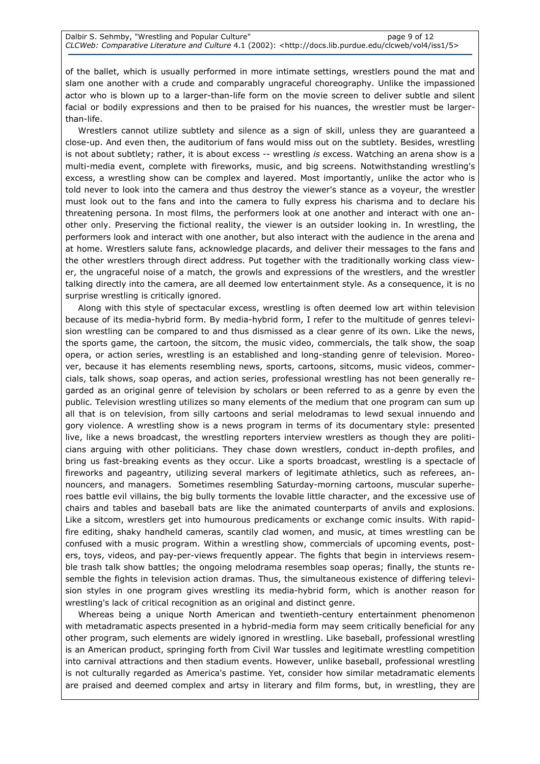of the ballet, which is usually performed in more intimate settings, wrestlers pound the mat and slam one another with a crude and comparably ungraceful choreography. Unlike the impassioned actor who is blown up to a larger-than-life form on the movie screen to deliver subtle and silent facial or bodily expressions and then to be praised for his nuances, the wrestler must be larger-than-life.

Wrestlers cannot utilize subtlety and silence as a sign of skill, unless they are guaranteed a close-up. And even then, the auditorium of fans would miss out on the subtlety. Besides, wrestling is not about subtlety; rather, it is about excess -- wrestling *is* excess. Watching an arena show is a multi-media event, complete with fireworks, music, and big screens. Notwithstanding wrestling's excess, a wrestling show can be complex and layered. Most importantly, unlike the actor who is told never to look into the camera and thus destroy the viewer's stance as a voyeur, the wrestler must look out to the fans and into the camera to fully express his charisma and to declare his threatening persona. In most films, the performers look at one another and interact with one another only. Preserving the fictional reality, the viewer is an outsider looking in. In wrestling, the performers look and interact with one another, but also interact with the audience in the arena and at home. Wrestlers salute fans, acknowledge placards, and deliver their messages to the fans and the other wrestlers through direct address. Put together with the traditionally working class viewer, the ungraceful noise of a match, the growls and expressions of the wrestlers, and the wrestler talking directly into the camera, are all deemed low entertainment style. As a consequence, it is no surprise wrestling is critically ignored.

Along with this style of spectacular excess, wrestling is often deemed low art within television because of its media-hybrid form. By media-hybrid form, I refer to the multitude of genres television wrestling can be compared to and thus dismissed as a clear genre of its own. Like the news, the sports game, the cartoon, the sitcom, the music video, commercials, the talk show, the soap opera, or action series, wrestling is an established and long-standing genre of television. Moreover, because it has elements resembling news, sports, cartoons, sitcoms, music videos, commercials, talk shows, soap operas, and action series, professional wrestling has not been generally regarded as an original genre of television by scholars or been referred to as a genre by even the public. Television wrestling utilizes so many elements of the medium that one program can sum up all that is on television, from silly cartoons and serial melodramas to lewd sexual innuendo and gory violence. A wrestling show is a news program in terms of its documentary style: presented live, like a news broadcast, the wrestling reporters interview wrestlers as though they are politicians arguing with other politicians. They chase down wrestlers, conduct in-depth profiles, and bring us fast-breaking events as they occur. Like a sports broadcast, wrestling is a spectacle of fireworks and pageantry, utilizing several markers of legitimate athletics, such as referees, announcers, and managers. Sometimes resembling Saturday-morning cartoons, muscular superheroes battle evil villains, the big bully torments the lovable little character, and the excessive use of chairs and tables and baseball bats are like the animated counterparts of anvils and explosions. Like a sitcom, wrestlers get into humourous predicaments or exchange comic insults. With rapid-fire editing, shaky handheld cameras, scantily clad women, and music, at times wrestling can be confused with a music program. Within a wrestling show, commercials of upcoming events, posters, toys, videos, and pay-per-views frequently appear. The fights that begin in interviews resemble trash talk show battles; the ongoing melodrama resembles soap operas; finally, the stunts resemble the fights in television action dramas. Thus, the simultaneous existence of differing television styles in one program gives wrestling its media-hybrid form, which is another reason for wrestling's lack of critical recognition as an original and distinct genre.

Whereas being a unique North American and twentieth-century entertainment phenomenon with metadramatic aspects presented in a hybrid-media form may seem critically beneficial for any other program, such elements are widely ignored in wrestling. Like baseball, professional wrestling is an American product, springing forth from Civil War tussles and legitimate wrestling competition into carnival attractions and then stadium events. However, unlike baseball, professional wrestling is not culturally regarded as America's pastime. Yet, consider how similar metadramatic elements are praised and deemed complex and artsy in literary and film forms, but, in wrestling, they are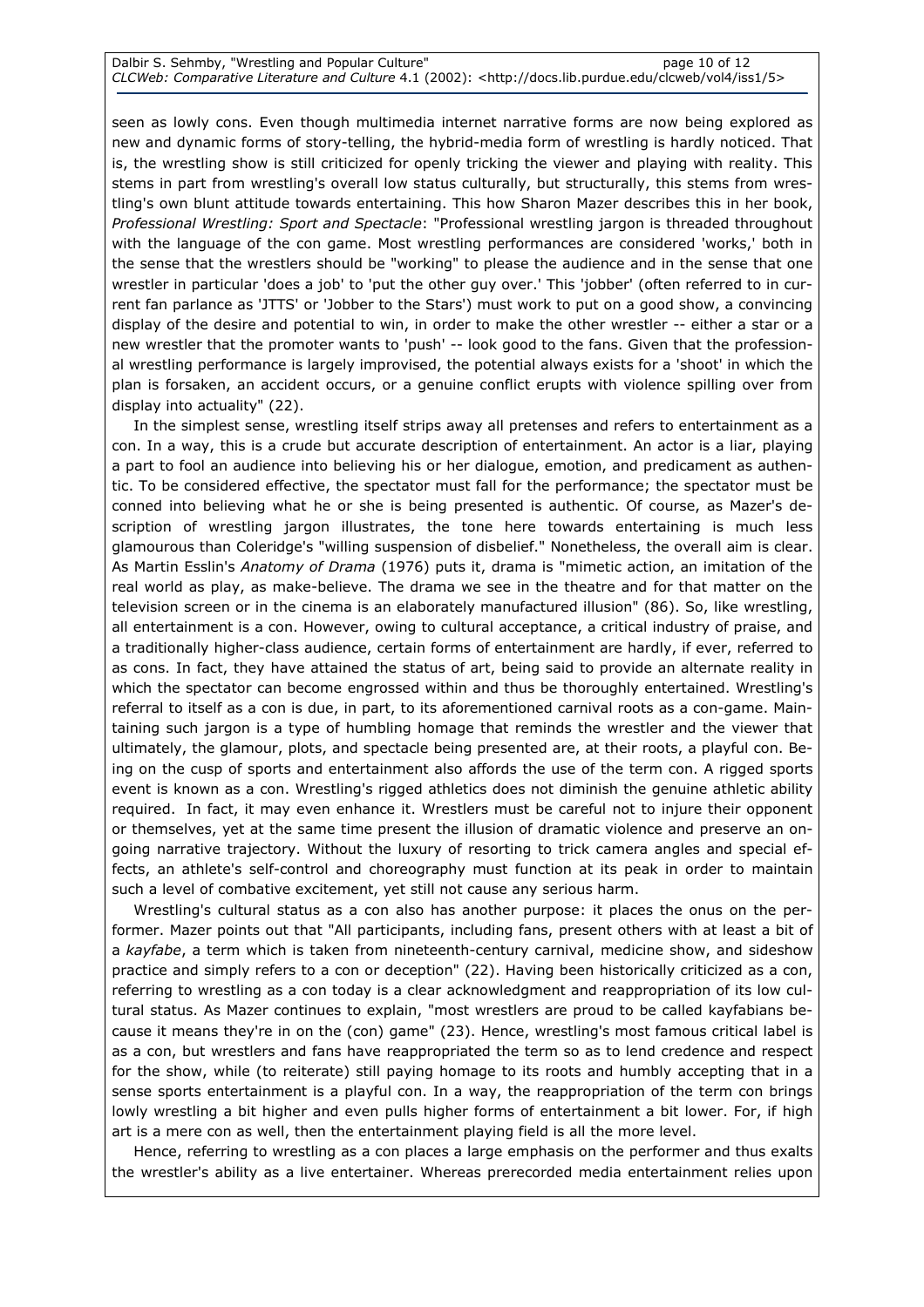seen as lowly cons. Even though multimedia internet narrative forms are now being explored as new and dynamic forms of story-telling, the hybrid-media form of wrestling is hardly noticed. That is, the wrestling show is still criticized for openly tricking the viewer and playing with reality. This stems in part from wrestling's overall low status culturally, but structurally, this stems from wrestling's own blunt attitude towards entertaining. This how Sharon Mazer describes this in her book, *Professional Wrestling: Sport and Spectacle*: "Professional wrestling jargon is threaded throughout with the language of the con game. Most wrestling performances are considered 'works,' both in the sense that the wrestlers should be "working" to please the audience and in the sense that one wrestler in particular 'does a job' to 'put the other guy over.' This 'jobber' (often referred to in current fan parlance as 'JTTS' or 'Jobber to the Stars') must work to put on a good show, a convincing display of the desire and potential to win, in order to make the other wrestler -- either a star or a new wrestler that the promoter wants to 'push' -- look good to the fans. Given that the professional wrestling performance is largely improvised, the potential always exists for a 'shoot' in which the plan is forsaken, an accident occurs, or a genuine conflict erupts with violence spilling over from display into actuality" (22).

In the simplest sense, wrestling itself strips away all pretenses and refers to entertainment as a con. In a way, this is a crude but accurate description of entertainment. An actor is a liar, playing a part to fool an audience into believing his or her dialogue, emotion, and predicament as authentic. To be considered effective, the spectator must fall for the performance; the spectator must be conned into believing what he or she is being presented is authentic. Of course, as Mazer's description of wrestling jargon illustrates, the tone here towards entertaining is much less glamourous than Coleridge's "willing suspension of disbelief." Nonetheless, the overall aim is clear. As Martin Esslin's *Anatomy of Drama* (1976) puts it, drama is "mimetic action, an imitation of the real world as play, as make-believe. The drama we see in the theatre and for that matter on the television screen or in the cinema is an elaborately manufactured illusion" (86). So, like wrestling, all entertainment is a con. However, owing to cultural acceptance, a critical industry of praise, and a traditionally higher-class audience, certain forms of entertainment are hardly, if ever, referred to as cons. In fact, they have attained the status of art, being said to provide an alternate reality in which the spectator can become engrossed within and thus be thoroughly entertained. Wrestling's referral to itself as a con is due, in part, to its aforementioned carnival roots as a con-game. Maintaining such jargon is a type of humbling homage that reminds the wrestler and the viewer that ultimately, the glamour, plots, and spectacle being presented are, at their roots, a playful con. Being on the cusp of sports and entertainment also affords the use of the term con. A rigged sports event is known as a con. Wrestling's rigged athletics does not diminish the genuine athletic ability required. In fact, it may even enhance it. Wrestlers must be careful not to injure their opponent or themselves, yet at the same time present the illusion of dramatic violence and preserve an ongoing narrative trajectory. Without the luxury of resorting to trick camera angles and special effects, an athlete's self-control and choreography must function at its peak in order to maintain such a level of combative excitement, yet still not cause any serious harm.

Wrestling's cultural status as a con also has another purpose: it places the onus on the performer. Mazer points out that "All participants, including fans, present others with at least a bit of a *kayfabe*, a term which is taken from nineteenth-century carnival, medicine show, and sideshow practice and simply refers to a con or deception" (22). Having been historically criticized as a con, referring to wrestling as a con today is a clear acknowledgment and reappropriation of its low cultural status. As Mazer continues to explain, "most wrestlers are proud to be called kayfabians because it means they're in on the (con) game" (23). Hence, wrestling's most famous critical label is as a con, but wrestlers and fans have reappropriated the term so as to lend credence and respect for the show, while (to reiterate) still paying homage to its roots and humbly accepting that in a sense sports entertainment is a playful con. In a way, the reappropriation of the term con brings lowly wrestling a bit higher and even pulls higher forms of entertainment a bit lower. For, if high art is a mere con as well, then the entertainment playing field is all the more level.

Hence, referring to wrestling as a con places a large emphasis on the performer and thus exalts the wrestler's ability as a live entertainer. Whereas prerecorded media entertainment relies upon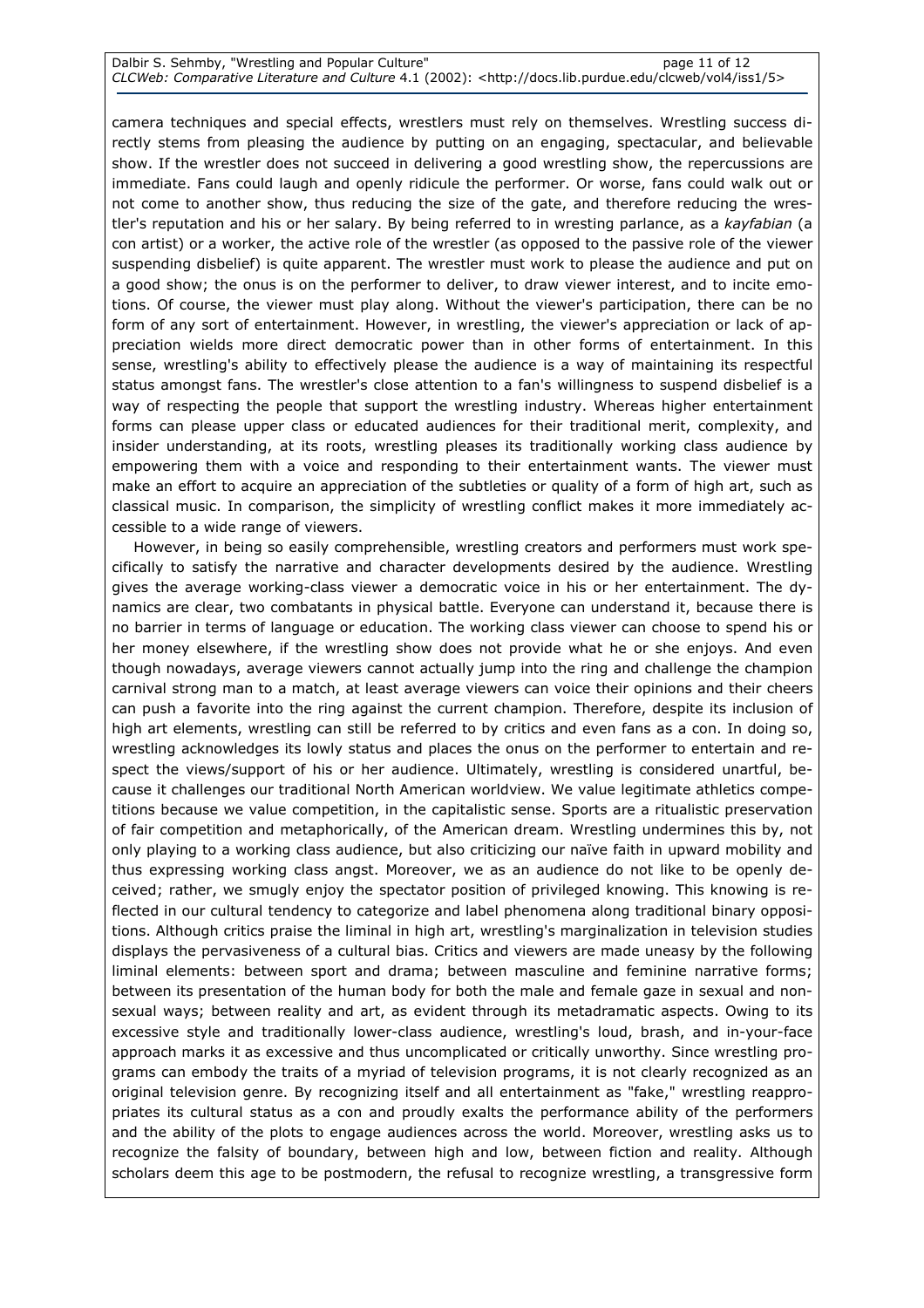camera techniques and special effects, wrestlers must rely on themselves. Wrestling success directly stems from pleasing the audience by putting on an engaging, spectacular, and believable show. If the wrestler does not succeed in delivering a good wrestling show, the repercussions are immediate. Fans could laugh and openly ridicule the performer. Or worse, fans could walk out or not come to another show, thus reducing the size of the gate, and therefore reducing the wrestler's reputation and his or her salary. By being referred to in wresting parlance, as a *kayfabian* (a con artist) or a worker, the active role of the wrestler (as opposed to the passive role of the viewer suspending disbelief) is quite apparent. The wrestler must work to please the audience and put on a good show; the onus is on the performer to deliver, to draw viewer interest, and to incite emotions. Of course, the viewer must play along. Without the viewer's participation, there can be no form of any sort of entertainment. However, in wrestling, the viewer's appreciation or lack of appreciation wields more direct democratic power than in other forms of entertainment. In this sense, wrestling's ability to effectively please the audience is a way of maintaining its respectful status amongst fans. The wrestler's close attention to a fan's willingness to suspend disbelief is a way of respecting the people that support the wrestling industry. Whereas higher entertainment forms can please upper class or educated audiences for their traditional merit, complexity, and insider understanding, at its roots, wrestling pleases its traditionally working class audience by empowering them with a voice and responding to their entertainment wants. The viewer must make an effort to acquire an appreciation of the subtleties or quality of a form of high art, such as classical music. In comparison, the simplicity of wrestling conflict makes it more immediately accessible to a wide range of viewers.

However, in being so easily comprehensible, wrestling creators and performers must work specifically to satisfy the narrative and character developments desired by the audience. Wrestling gives the average working-class viewer a democratic voice in his or her entertainment. The dynamics are clear, two combatants in physical battle. Everyone can understand it, because there is no barrier in terms of language or education. The working class viewer can choose to spend his or her money elsewhere, if the wrestling show does not provide what he or she enjoys. And even though nowadays, average viewers cannot actually jump into the ring and challenge the champion carnival strong man to a match, at least average viewers can voice their opinions and their cheers can push a favorite into the ring against the current champion. Therefore, despite its inclusion of high art elements, wrestling can still be referred to by critics and even fans as a con. In doing so, wrestling acknowledges its lowly status and places the onus on the performer to entertain and respect the views/support of his or her audience. Ultimately, wrestling is considered unartful, because it challenges our traditional North American worldview. We value legitimate athletics competitions because we value competition, in the capitalistic sense. Sports are a ritualistic preservation of fair competition and metaphorically, of the American dream. Wrestling undermines this by, not only playing to a working class audience, but also criticizing our naïve faith in upward mobility and thus expressing working class angst. Moreover, we as an audience do not like to be openly deceived; rather, we smugly enjoy the spectator position of privileged knowing. This knowing is reflected in our cultural tendency to categorize and label phenomena along traditional binary oppositions. Although critics praise the liminal in high art, wrestling's marginalization in television studies displays the pervasiveness of a cultural bias. Critics and viewers are made uneasy by the following liminal elements: between sport and drama; between masculine and feminine narrative forms; between its presentation of the human body for both the male and female gaze in sexual and non-sexual ways; between reality and art, as evident through its metadramatic aspects. Owing to its excessive style and traditionally lower-class audience, wrestling's loud, brash, and in-your-face approach marks it as excessive and thus uncomplicated or critically unworthy. Since wrestling programs can embody the traits of a myriad of television programs, it is not clearly recognized as an original television genre. By recognizing itself and all entertainment as "fake," wrestling reappropriates its cultural status as a con and proudly exalts the performance ability of the performers and the ability of the plots to engage audiences across the world. Moreover, wrestling asks us to recognize the falsity of boundary, between high and low, between fiction and reality. Although scholars deem this age to be postmodern, the refusal to recognize wrestling, a transgressive form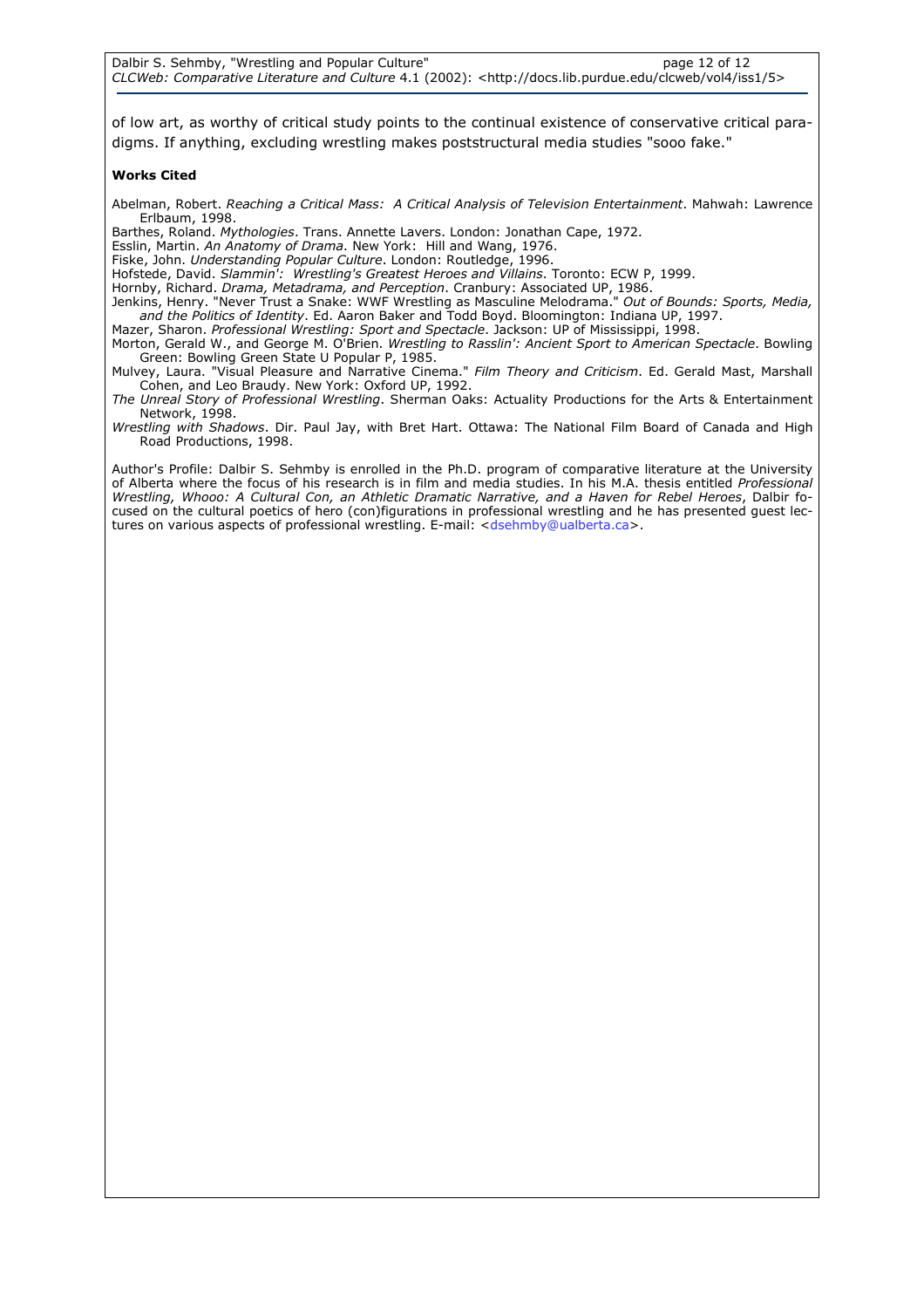of low art, as worthy of critical study points to the continual existence of conservative critical paradigms. If anything, excluding wrestling makes poststructural media studies "sooo fake."

**Works Cited**

Abelman, Robert. *Reaching a Critical Mass: A Critical Analysis of Television Entertainment*. Mahwah: Lawrence Erlbaum, 1998.

Barthes, Roland. *Mythologies*. Trans. Annette Lavers. London: Jonathan Cape, 1972.

Esslin, Martin. *An Anatomy of Drama*. New York: Hill and Wang, 1976.

Fiske, John. *Understanding Popular Culture*. London: Routledge, 1996.

Hofstede, David. *Slammin': Wrestling's Greatest Heroes and Villains*. Toronto: ECW P, 1999.

Hornby, Richard. *Drama, Metadrama, and Perception*. Cranbury: Associated UP, 1986.

Jenkins, Henry. "Never Trust a Snake: WWF Wrestling as Masculine Melodrama." *Out of Bounds: Sports, Media, and the Politics of Identity*. Ed. Aaron Baker and Todd Boyd. Bloomington: Indiana UP, 1997.

Mazer, Sharon. *Professional Wrestling: Sport and Spectacle*. Jackson: UP of Mississippi, 1998.

Morton, Gerald W., and George M. O'Brien. *Wrestling to Rasslin': Ancient Sport to American Spectacle*. Bowling Green: Bowling Green State U Popular P, 1985.

Mulvey, Laura. "Visual Pleasure and Narrative Cinema." *Film Theory and Criticism*. Ed. Gerald Mast, Marshall Cohen, and Leo Braudy. New York: Oxford UP, 1992.

*The Unreal Story of Professional Wrestling*. Sherman Oaks: Actuality Productions for the Arts & Entertainment Network, 1998.

*Wrestling with Shadows*. Dir. Paul Jay, with Bret Hart. Ottawa: The National Film Board of Canada and High Road Productions, 1998.

Author's Profile: Dalbir S. Sehmby is enrolled in the Ph.D. program of comparative literature at the University of Alberta where the focus of his research is in film and media studies. In his M.A. thesis entitled *Professional Wrestling, Whooo: A Cultural Con, an Athletic Dramatic Narrative, and a Haven for Rebel Heroes*, Dalbir focused on the cultural poetics of hero (con)figurations in professional wrestling and he has presented guest lectures on various aspects of professional wrestling. E-mail: <dsehmby@ualberta.ca>.